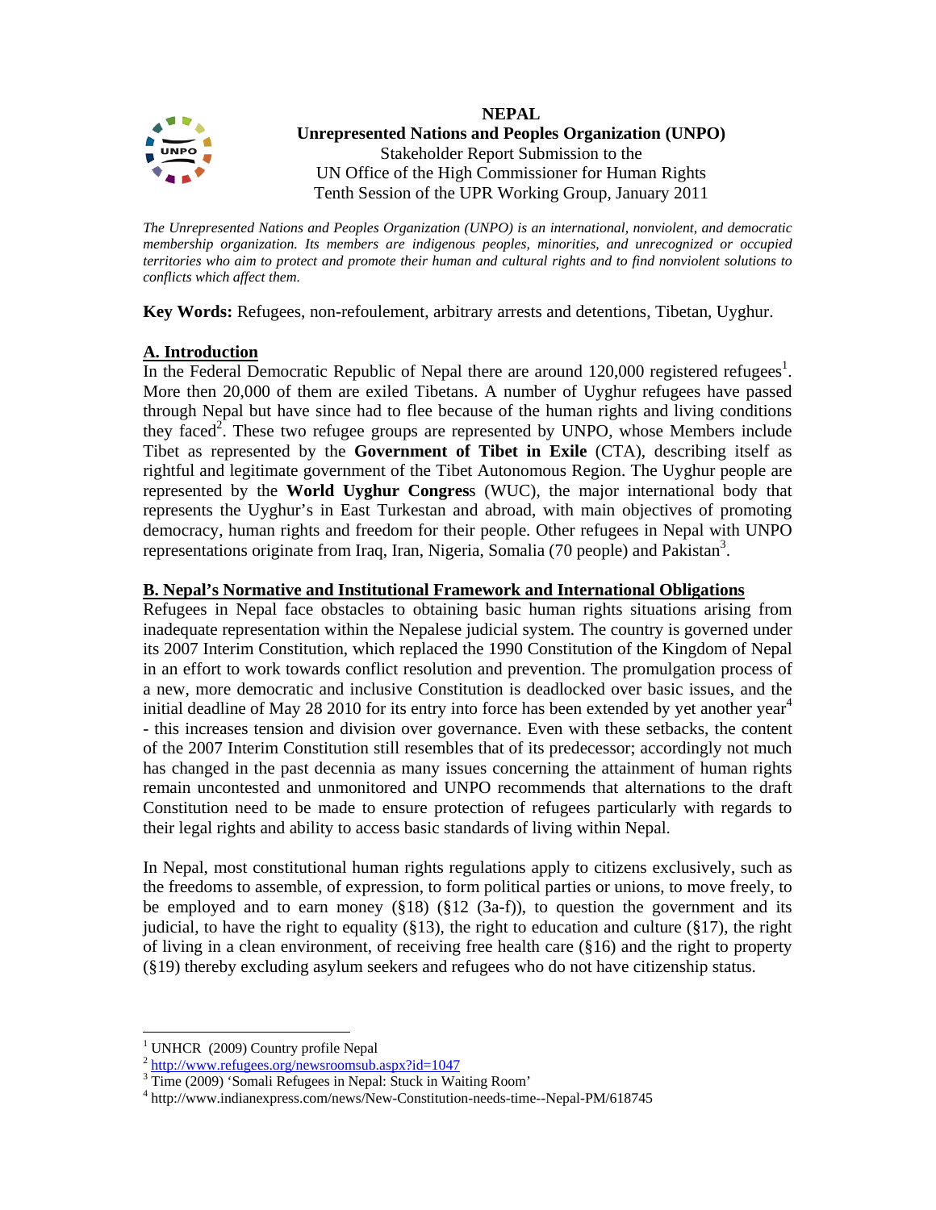# NEPAL

**Unrepresented Nations and Peoples Organization (UNPO)**
Stakeholder Report Submission to the
UN Office of the High Commissioner for Human Rights
Tenth Session of the UPR Working Group, January 2011

*The Unrepresented Nations and Peoples Organization (UNPO) is an international, nonviolent, and democratic membership organization. Its members are indigenous peoples, minorities, and unrecognized or occupied territories who aim to protect and promote their human and cultural rights and to find nonviolent solutions to conflicts which affect them.*

**Key Words:** Refugees, non-refoulement, arbitrary arrests and detentions, Tibetan, Uyghur.

## A. Introduction

In the Federal Democratic Republic of Nepal there are around 120,000 registered refugees[1]. More then 20,000 of them are exiled Tibetans. A number of Uyghur refugees have passed through Nepal but have since had to flee because of the human rights and living conditions they faced[2]. These two refugee groups are represented by UNPO, whose Members include Tibet as represented by the **Government of Tibet in Exile** (CTA), describing itself as rightful and legitimate government of the Tibet Autonomous Region. The Uyghur people are represented by the **World Uyghur Congres**s (WUC), the major international body that represents the Uyghur's in East Turkestan and abroad, with main objectives of promoting democracy, human rights and freedom for their people. Other refugees in Nepal with UNPO representations originate from Iraq, Iran, Nigeria, Somalia (70 people) and Pakistan[3].

## B. Nepal's Normative and Institutional Framework and International Obligations

Refugees in Nepal face obstacles to obtaining basic human rights situations arising from inadequate representation within the Nepalese judicial system. The country is governed under its 2007 Interim Constitution, which replaced the 1990 Constitution of the Kingdom of Nepal in an effort to work towards conflict resolution and prevention. The promulgation process of a new, more democratic and inclusive Constitution is deadlocked over basic issues, and the initial deadline of May 28 2010 for its entry into force has been extended by yet another year[4] - this increases tension and division over governance. Even with these setbacks, the content of the 2007 Interim Constitution still resembles that of its predecessor; accordingly not much has changed in the past decennia as many issues concerning the attainment of human rights remain uncontested and unmonitored and UNPO recommends that alternations to the draft Constitution need to be made to ensure protection of refugees particularly with regards to their legal rights and ability to access basic standards of living within Nepal.

In Nepal, most constitutional human rights regulations apply to citizens exclusively, such as the freedoms to assemble, of expression, to form political parties or unions, to move freely, to be employed and to earn money (§18) (§12 (3a-f)), to question the government and its judicial, to have the right to equality (§13), the right to education and culture (§17), the right of living in a clean environment, of receiving free health care (§16) and the right to property (§19) thereby excluding asylum seekers and refugees who do not have citizenship status.

---

[1] UNHCR (2009) Country profile Nepal

[2] http://www.refugees.org/newsroomsub.aspx?id=1047

[3] Time (2009) 'Somali Refugees in Nepal: Stuck in Waiting Room'

[4] http://www.indianexpress.com/news/New-Constitution-needs-time--Nepal-PM/618745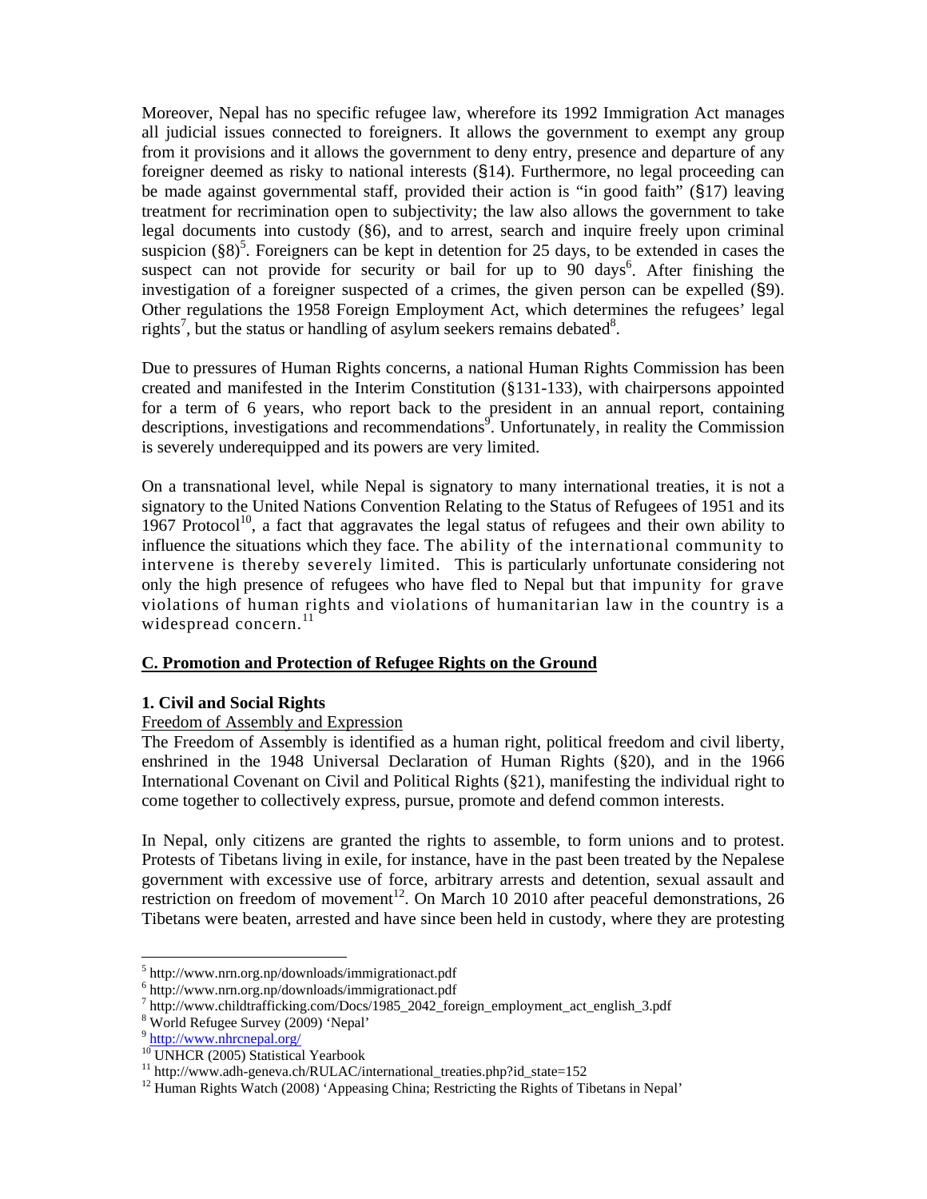Moreover, Nepal has no specific refugee law, wherefore its 1992 Immigration Act manages all judicial issues connected to foreigners. It allows the government to exempt any group from it provisions and it allows the government to deny entry, presence and departure of any foreigner deemed as risky to national interests (§14). Furthermore, no legal proceeding can be made against governmental staff, provided their action is "in good faith" (§17) leaving treatment for recrimination open to subjectivity; the law also allows the government to take legal documents into custody (§6), and to arrest, search and inquire freely upon criminal suspicion (§8)[5]. Foreigners can be kept in detention for 25 days, to be extended in cases the suspect can not provide for security or bail for up to 90 days[6]. After finishing the investigation of a foreigner suspected of a crimes, the given person can be expelled (§9). Other regulations the 1958 Foreign Employment Act, which determines the refugees' legal rights[7], but the status or handling of asylum seekers remains debated[8].

Due to pressures of Human Rights concerns, a national Human Rights Commission has been created and manifested in the Interim Constitution (§131-133), with chairpersons appointed for a term of 6 years, who report back to the president in an annual report, containing descriptions, investigations and recommendations[9]. Unfortunately, in reality the Commission is severely underequipped and its powers are very limited.

On a transnational level, while Nepal is signatory to many international treaties, it is not a signatory to the United Nations Convention Relating to the Status of Refugees of 1951 and its 1967 Protocol[10], a fact that aggravates the legal status of refugees and their own ability to influence the situations which they face. The ability of the international community to intervene is thereby severely limited. This is particularly unfortunate considering not only the high presence of refugees who have fled to Nepal but that impunity for grave violations of human rights and violations of humanitarian law in the country is a widespread concern.[11]

## C. Promotion and Protection of Refugee Rights on the Ground

### 1. Civil and Social Rights

Freedom of Assembly and Expression

The Freedom of Assembly is identified as a human right, political freedom and civil liberty, enshrined in the 1948 Universal Declaration of Human Rights (§20), and in the 1966 International Covenant on Civil and Political Rights (§21), manifesting the individual right to come together to collectively express, pursue, promote and defend common interests.

In Nepal, only citizens are granted the rights to assemble, to form unions and to protest. Protests of Tibetans living in exile, for instance, have in the past been treated by the Nepalese government with excessive use of force, arbitrary arrests and detention, sexual assault and restriction on freedom of movement[12]. On March 10 2010 after peaceful demonstrations, 26 Tibetans were beaten, arrested and have since been held in custody, where they are protesting

---

[5] http://www.nrn.org.np/downloads/immigrationact.pdf
[6] http://www.nrn.org.np/downloads/immigrationact.pdf
[7] http://www.childtrafficking.com/Docs/1985_2042_foreign_employment_act_english_3.pdf
[8] World Refugee Survey (2009) 'Nepal'
[9] http://www.nhrcnepal.org/
[10] UNHCR (2005) Statistical Yearbook
[11] http://www.adh-geneva.ch/RULAC/international_treaties.php?id_state=152
[12] Human Rights Watch (2008) 'Appeasing China; Restricting the Rights of Tibetans in Nepal'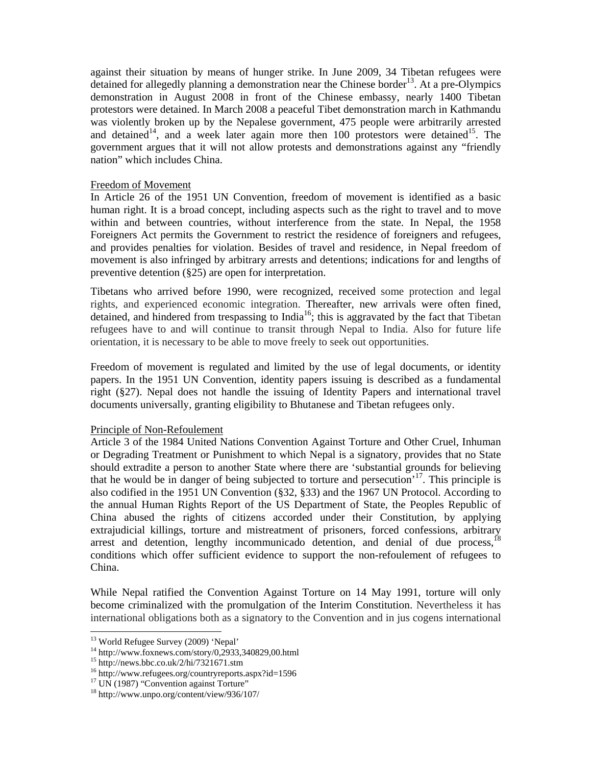against their situation by means of hunger strike. In June 2009, 34 Tibetan refugees were detained for allegedly planning a demonstration near the Chinese border[13]. At a pre-Olympics demonstration in August 2008 in front of the Chinese embassy, nearly 1400 Tibetan protestors were detained. In March 2008 a peaceful Tibet demonstration march in Kathmandu was violently broken up by the Nepalese government, 475 people were arbitrarily arrested and detained[14], and a week later again more then 100 protestors were detained[15]. The government argues that it will not allow protests and demonstrations against any "friendly nation" which includes China.

Freedom of Movement

In Article 26 of the 1951 UN Convention, freedom of movement is identified as a basic human right. It is a broad concept, including aspects such as the right to travel and to move within and between countries, without interference from the state. In Nepal, the 1958 Foreigners Act permits the Government to restrict the residence of foreigners and refugees, and provides penalties for violation. Besides of travel and residence, in Nepal freedom of movement is also infringed by arbitrary arrests and detentions; indications for and lengths of preventive detention (§25) are open for interpretation.

Tibetans who arrived before 1990, were recognized, received some protection and legal rights, and experienced economic integration. Thereafter, new arrivals were often fined, detained, and hindered from trespassing to India[16]; this is aggravated by the fact that Tibetan refugees have to and will continue to transit through Nepal to India. Also for future life orientation, it is necessary to be able to move freely to seek out opportunities.

Freedom of movement is regulated and limited by the use of legal documents, or identity papers. In the 1951 UN Convention, identity papers issuing is described as a fundamental right (§27). Nepal does not handle the issuing of Identity Papers and international travel documents universally, granting eligibility to Bhutanese and Tibetan refugees only.

Principle of Non-Refoulement

Article 3 of the 1984 United Nations Convention Against Torture and Other Cruel, Inhuman or Degrading Treatment or Punishment to which Nepal is a signatory, provides that no State should extradite a person to another State where there are 'substantial grounds for believing that he would be in danger of being subjected to torture and persecution'[17]. This principle is also codified in the 1951 UN Convention (§32, §33) and the 1967 UN Protocol. According to the annual Human Rights Report of the US Department of State, the Peoples Republic of China abused the rights of citizens accorded under their Constitution, by applying extrajudicial killings, torture and mistreatment of prisoners, forced confessions, arbitrary arrest and detention, lengthy incommunicado detention, and denial of due process,[18] conditions which offer sufficient evidence to support the non-refoulement of refugees to China.

While Nepal ratified the Convention Against Torture on 14 May 1991, torture will only become criminalized with the promulgation of the Interim Constitution. Nevertheless it has international obligations both as a signatory to the Convention and in jus cogens international

---

[13] World Refugee Survey (2009) 'Nepal'
[14] http://www.foxnews.com/story/0,2933,340829,00.html
[15] http://news.bbc.co.uk/2/hi/7321671.stm
[16] http://www.refugees.org/countryreports.aspx?id=1596
[17] UN (1987) "Convention against Torture"
[18] http://www.unpo.org/content/view/936/107/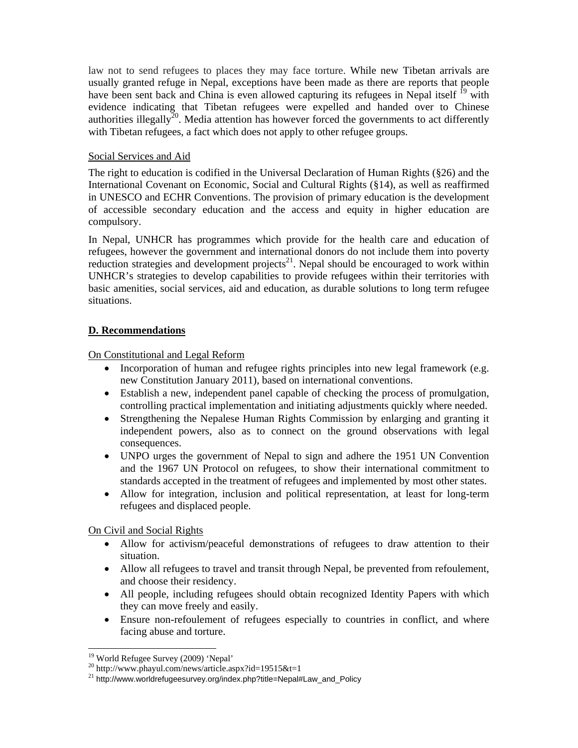law not to send refugees to places they may face torture. While new Tibetan arrivals are usually granted refuge in Nepal, exceptions have been made as there are reports that people have been sent back and China is even allowed capturing its refugees in Nepal itself [19] with evidence indicating that Tibetan refugees were expelled and handed over to Chinese authorities illegally[20]. Media attention has however forced the governments to act differently with Tibetan refugees, a fact which does not apply to other refugee groups.

Social Services and Aid

The right to education is codified in the Universal Declaration of Human Rights (§26) and the International Covenant on Economic, Social and Cultural Rights (§14), as well as reaffirmed in UNESCO and ECHR Conventions. The provision of primary education is the development of accessible secondary education and the access and equity in higher education are compulsory.

In Nepal, UNHCR has programmes which provide for the health care and education of refugees, however the government and international donors do not include them into poverty reduction strategies and development projects[21]. Nepal should be encouraged to work within UNHCR's strategies to develop capabilities to provide refugees within their territories with basic amenities, social services, aid and education, as durable solutions to long term refugee situations.

## D. Recommendations

On Constitutional and Legal Reform

- Incorporation of human and refugee rights principles into new legal framework (e.g. new Constitution January 2011), based on international conventions.
- Establish a new, independent panel capable of checking the process of promulgation, controlling practical implementation and initiating adjustments quickly where needed.
- Strengthening the Nepalese Human Rights Commission by enlarging and granting it independent powers, also as to connect on the ground observations with legal consequences.
- UNPO urges the government of Nepal to sign and adhere the 1951 UN Convention and the 1967 UN Protocol on refugees, to show their international commitment to standards accepted in the treatment of refugees and implemented by most other states.
- Allow for integration, inclusion and political representation, at least for long-term refugees and displaced people.

On Civil and Social Rights

- Allow for activism/peaceful demonstrations of refugees to draw attention to their situation.
- Allow all refugees to travel and transit through Nepal, be prevented from refoulement, and choose their residency.
- All people, including refugees should obtain recognized Identity Papers with which they can move freely and easily.
- Ensure non-refoulement of refugees especially to countries in conflict, and where facing abuse and torture.

---

[19] World Refugee Survey (2009) 'Nepal'

[20] http://www.phayul.com/news/article.aspx?id=19515&t=1

[21] http://www.worldrefugeesurvey.org/index.php?title=Nepal#Law_and_Policy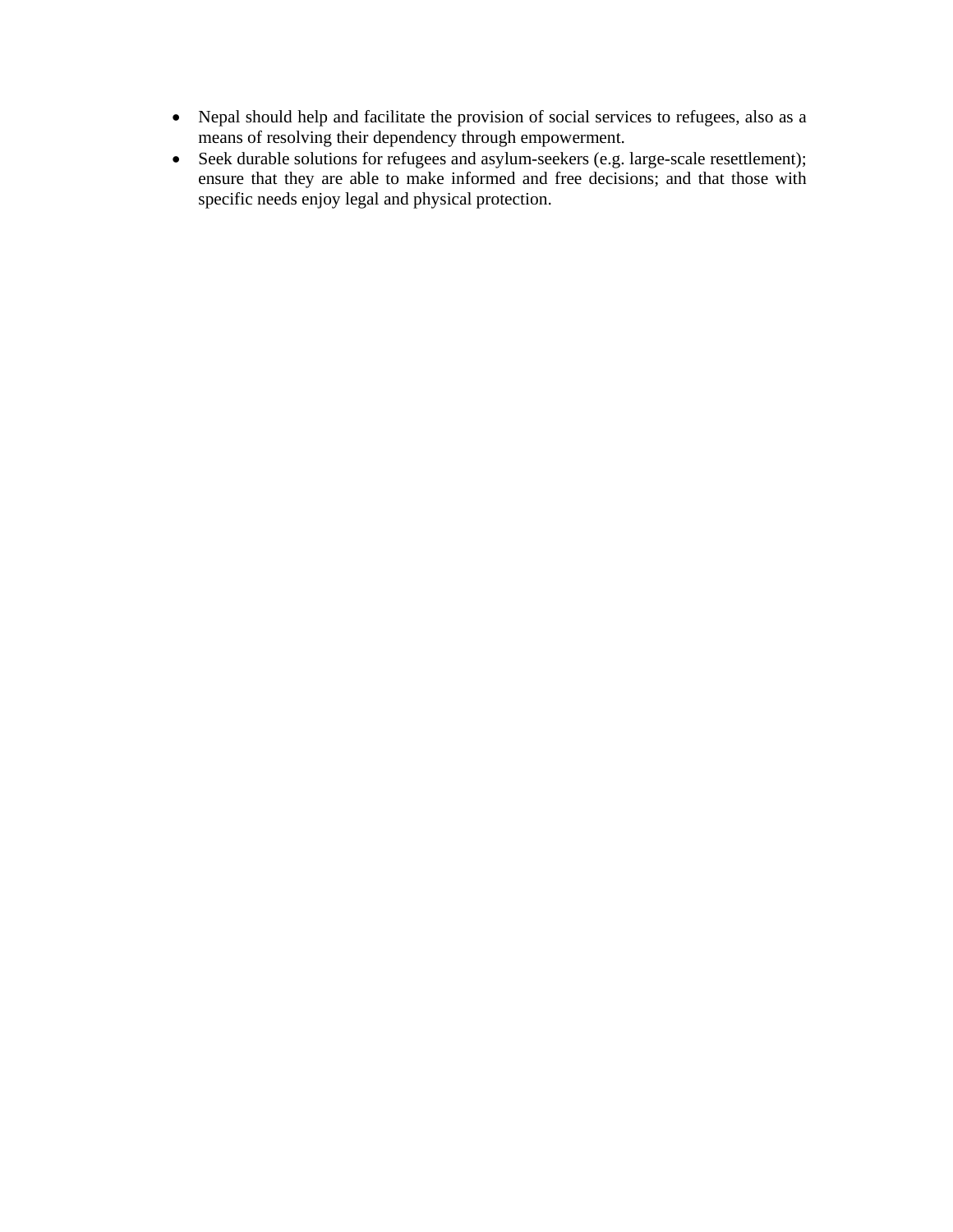- Nepal should help and facilitate the provision of social services to refugees, also as a means of resolving their dependency through empowerment.
- Seek durable solutions for refugees and asylum-seekers (e.g. large-scale resettlement); ensure that they are able to make informed and free decisions; and that those with specific needs enjoy legal and physical protection.